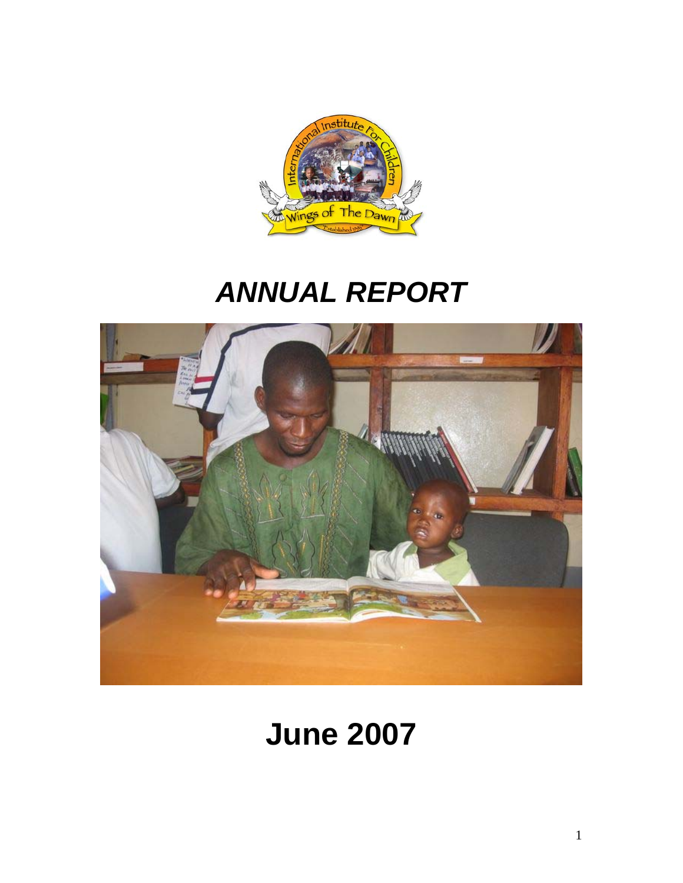# *ANNUAL REPORT*

# June 2007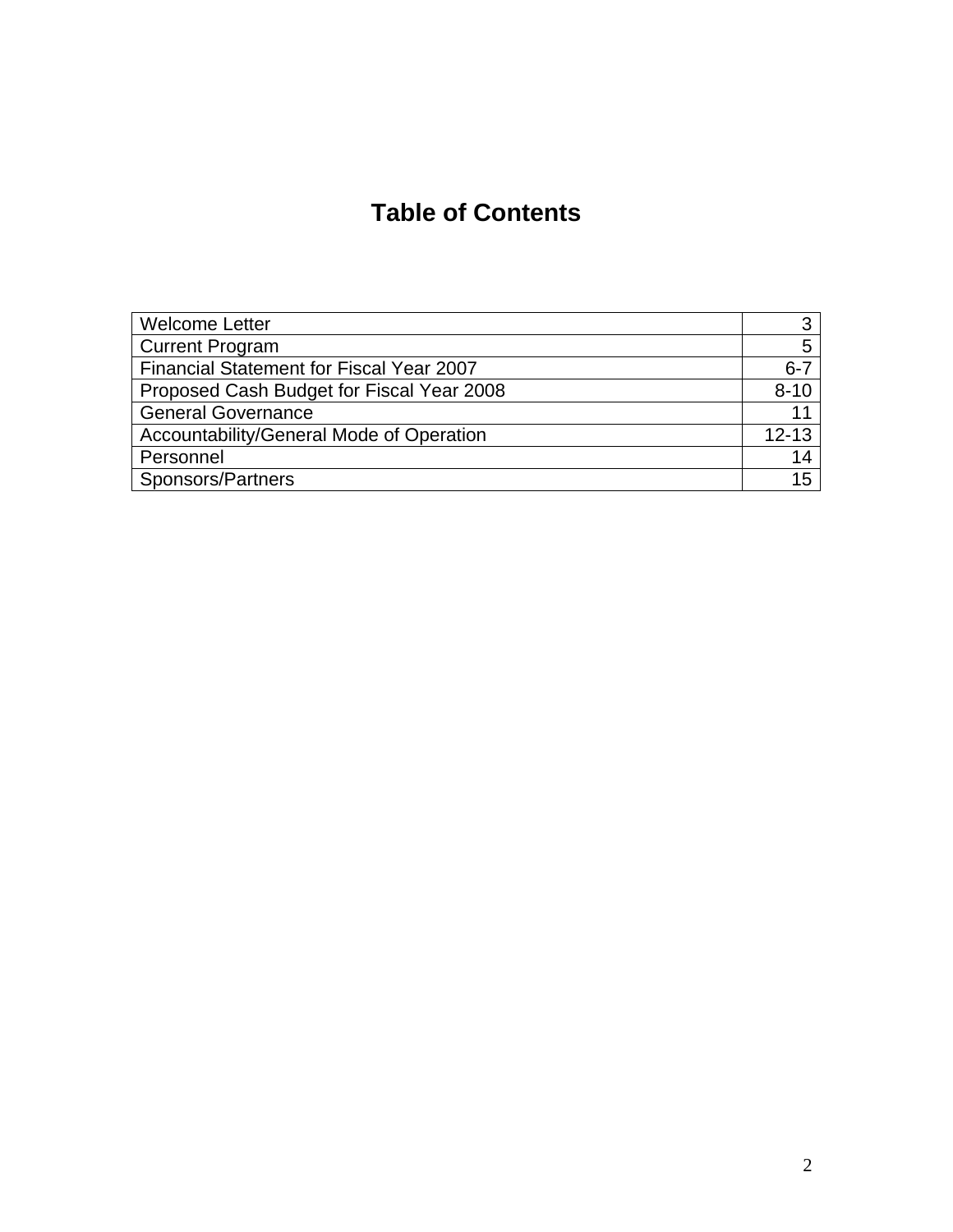# Table of Contents

| | |
|---|---:|
| Welcome Letter | 3 |
| Current Program | 5 |
| Financial Statement for Fiscal Year 2007 | 6-7 |
| Proposed Cash Budget for Fiscal Year 2008 | 8-10 |
| General Governance | 11 |
| Accountability/General Mode of Operation | 12-13 |
| Personnel | 14 |
| Sponsors/Partners | 15 |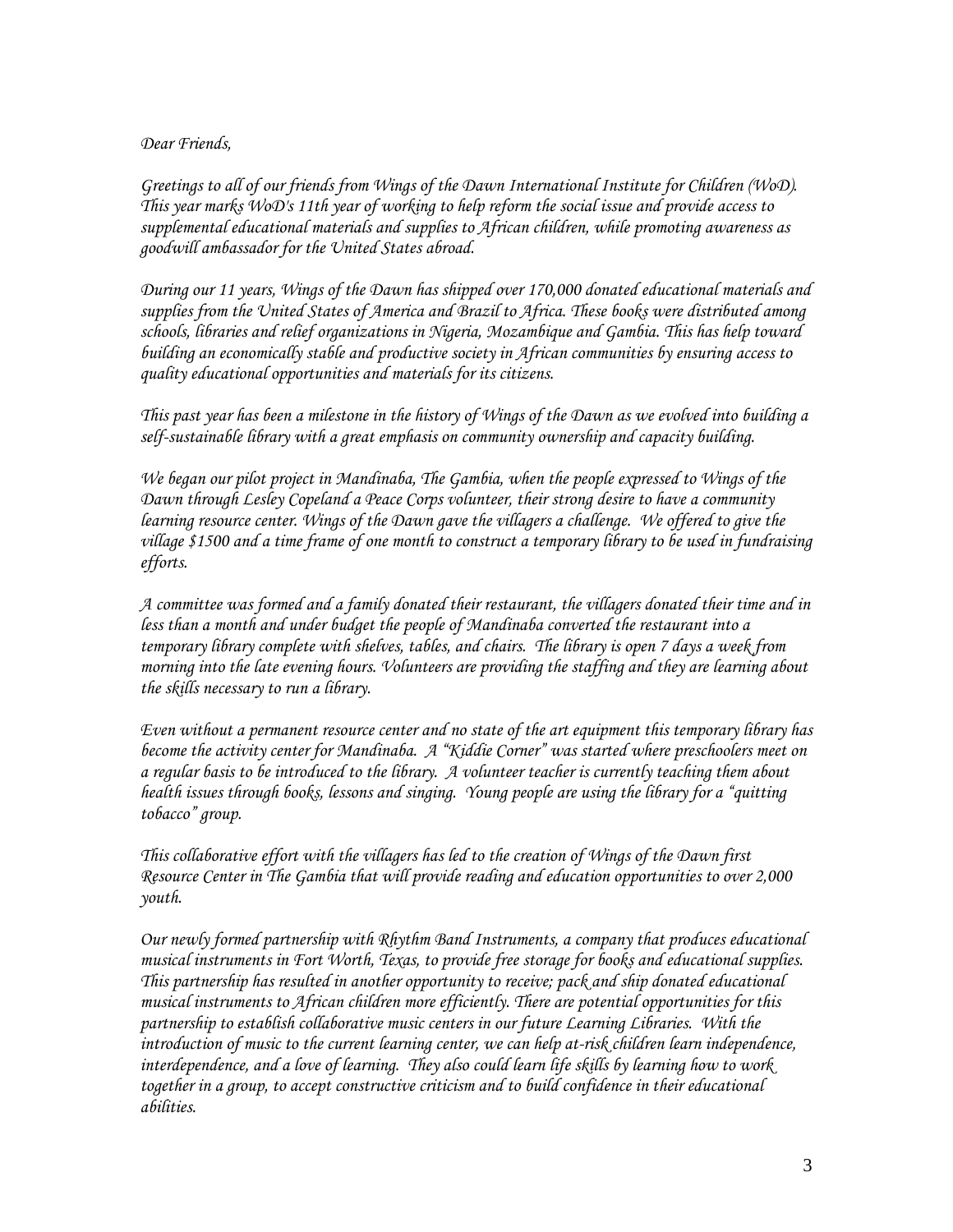*Dear Friends,*

*Greetings to all of our friends from Wings of the Dawn International Institute for Children (WoD). This year marks WoD's 11th year of working to help reform the social issue and provide access to supplemental educational materials and supplies to African children, while promoting awareness as goodwill ambassador for the United States abroad.*

*During our 11 years, Wings of the Dawn has shipped over 170,000 donated educational materials and supplies from the United States of America and Brazil to Africa. These books were distributed among schools, libraries and relief organizations in Nigeria, Mozambique and Gambia. This has help toward building an economically stable and productive society in African communities by ensuring access to quality educational opportunities and materials for its citizens.*

*This past year has been a milestone in the history of Wings of the Dawn as we evolved into building a self-sustainable library with a great emphasis on community ownership and capacity building.*

*We began our pilot project in Mandinaba, The Gambia, when the people expressed to Wings of the Dawn through Lesley Copeland a Peace Corps volunteer, their strong desire to have a community learning resource center. Wings of the Dawn gave the villagers a challenge. We offered to give the village $1500 and a time frame of one month to construct a temporary library to be used in fundraising efforts.*

*A committee was formed and a family donated their restaurant, the villagers donated their time and in less than a month and under budget the people of Mandinaba converted the restaurant into a temporary library complete with shelves, tables, and chairs. The library is open 7 days a week from morning into the late evening hours. Volunteers are providing the staffing and they are learning about the skills necessary to run a library.*

*Even without a permanent resource center and no state of the art equipment this temporary library has become the activity center for Mandinaba. A "Kiddie Corner" was started where preschoolers meet on a regular basis to be introduced to the library. A volunteer teacher is currently teaching them about health issues through books, lessons and singing. Young people are using the library for a "quitting tobacco" group.*

*This collaborative effort with the villagers has led to the creation of Wings of the Dawn first Resource Center in The Gambia that will provide reading and education opportunities to over 2,000 youth.*

*Our newly formed partnership with Rhythm Band Instruments, a company that produces educational musical instruments in Fort Worth, Texas, to provide free storage for books and educational supplies. This partnership has resulted in another opportunity to receive; pack and ship donated educational musical instruments to African children more efficiently. There are potential opportunities for this partnership to establish collaborative music centers in our future Learning Libraries. With the introduction of music to the current learning center, we can help at-risk children learn independence, interdependence, and a love of learning. They also could learn life skills by learning how to work together in a group, to accept constructive criticism and to build confidence in their educational abilities.*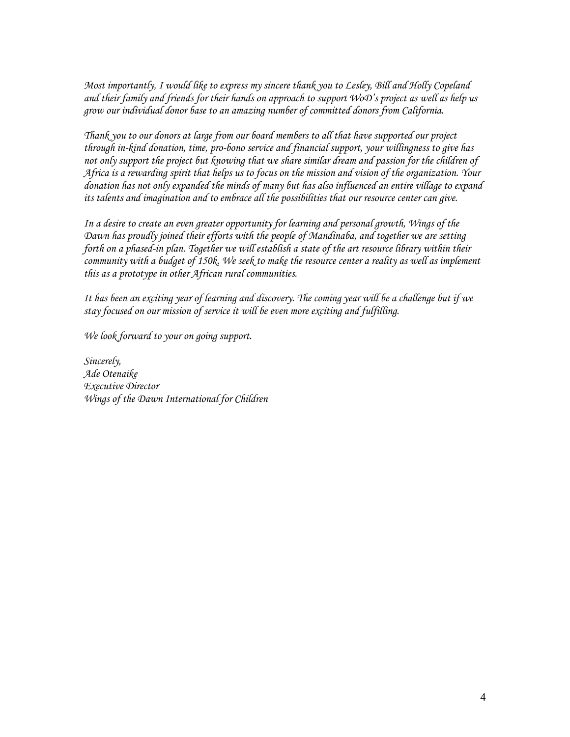*Most importantly, I would like to express my sincere thank you to Lesley, Bill and Holly Copeland and their family and friends for their hands on approach to support WoD's project as well as help us grow our individual donor base to an amazing number of committed donors from California.*

*Thank you to our donors at large from our board members to all that have supported our project through in-kind donation, time, pro-bono service and financial support, your willingness to give has not only support the project but knowing that we share similar dream and passion for the children of Africa is a rewarding spirit that helps us to focus on the mission and vision of the organization. Your donation has not only expanded the minds of many but has also influenced an entire village to expand its talents and imagination and to embrace all the possibilities that our resource center can give.*

*In a desire to create an even greater opportunity for learning and personal growth, Wings of the Dawn has proudly joined their efforts with the people of Mandinaba, and together we are setting forth on a phased-in plan. Together we will establish a state of the art resource library within their community with a budget of 150k. We seek to make the resource center a reality as well as implement this as a prototype in other African rural communities.*

*It has been an exciting year of learning and discovery. The coming year will be a challenge but if we stay focused on our mission of service it will be even more exciting and fulfilling.*

*We look forward to your on going support.*

*Sincerely,*
*Ade Otenaike*
*Executive Director*
*Wings of the Dawn International for Children*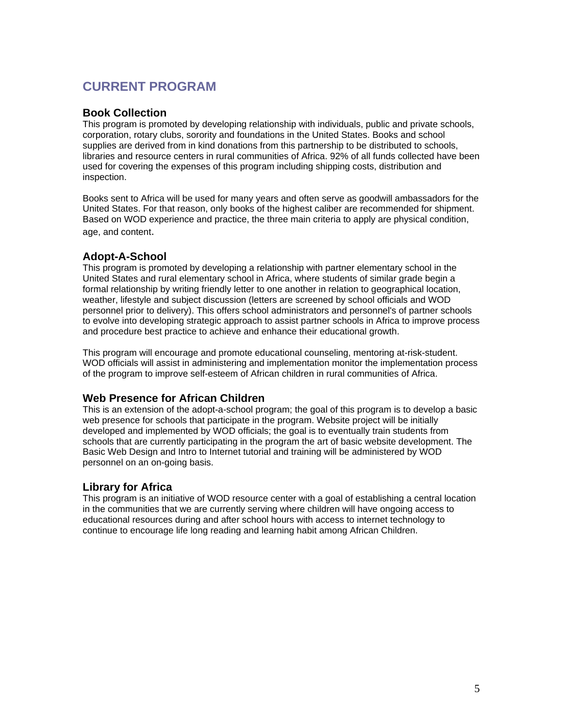# CURRENT PROGRAM

## Book Collection

This program is promoted by developing relationship with individuals, public and private schools, corporation, rotary clubs, sorority and foundations in the United States. Books and school supplies are derived from in kind donations from this partnership to be distributed to schools, libraries and resource centers in rural communities of Africa. 92% of all funds collected have been used for covering the expenses of this program including shipping costs, distribution and inspection.

Books sent to Africa will be used for many years and often serve as goodwill ambassadors for the United States. For that reason, only books of the highest caliber are recommended for shipment. Based on WOD experience and practice, the three main criteria to apply are physical condition, age, and content.

## Adopt-A-School

This program is promoted by developing a relationship with partner elementary school in the United States and rural elementary school in Africa, where students of similar grade begin a formal relationship by writing friendly letter to one another in relation to geographical location, weather, lifestyle and subject discussion (letters are screened by school officials and WOD personnel prior to delivery). This offers school administrators and personnel's of partner schools to evolve into developing strategic approach to assist partner schools in Africa to improve process and procedure best practice to achieve and enhance their educational growth.

This program will encourage and promote educational counseling, mentoring at-risk-student. WOD officials will assist in administering and implementation monitor the implementation process of the program to improve self-esteem of African children in rural communities of Africa.

## Web Presence for African Children

This is an extension of the adopt-a-school program; the goal of this program is to develop a basic web presence for schools that participate in the program. Website project will be initially developed and implemented by WOD officials; the goal is to eventually train students from schools that are currently participating in the program the art of basic website development. The Basic Web Design and Intro to Internet tutorial and training will be administered by WOD personnel on an on-going basis.

## Library for Africa

This program is an initiative of WOD resource center with a goal of establishing a central location in the communities that we are currently serving where children will have ongoing access to educational resources during and after school hours with access to internet technology to continue to encourage life long reading and learning habit among African Children.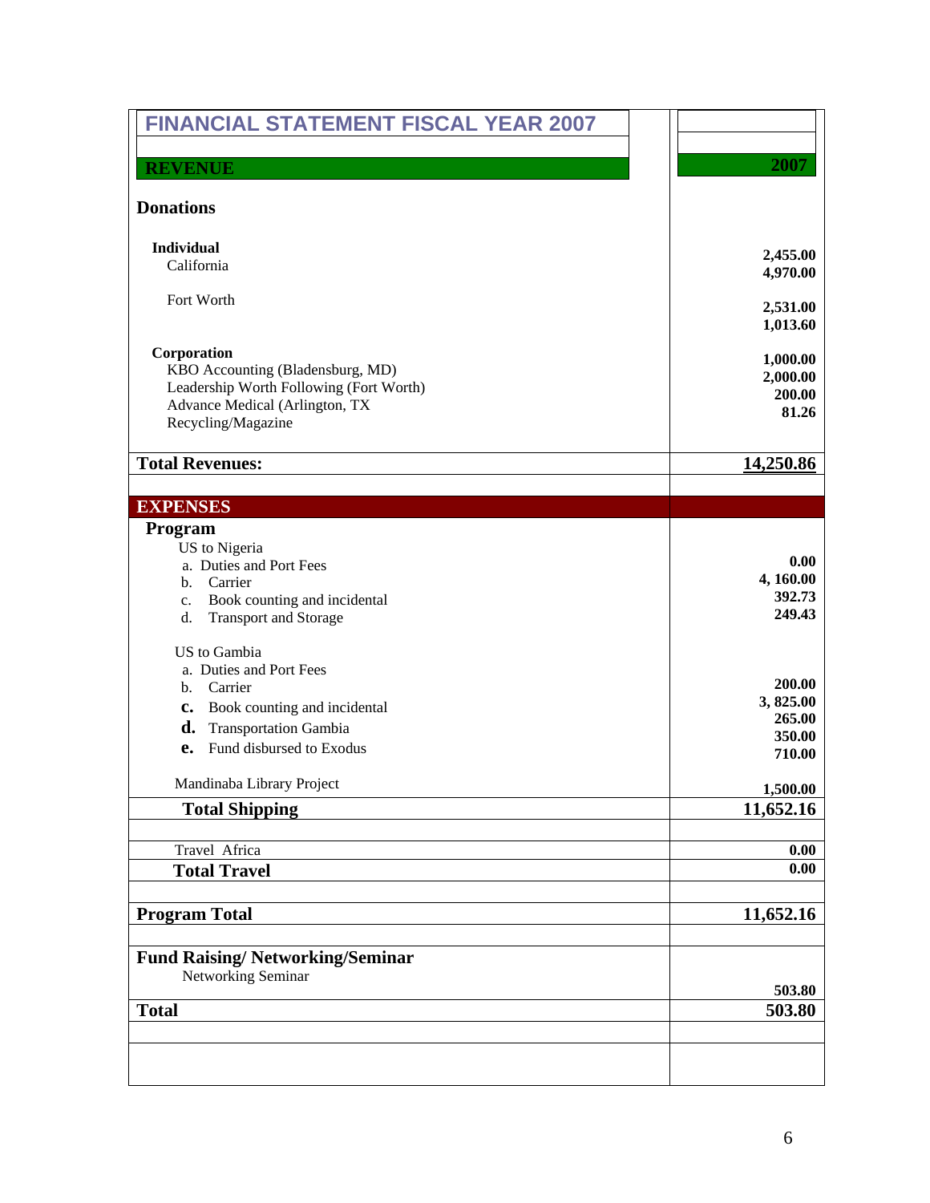# FINANCIAL STATEMENT FISCAL YEAR 2007

| REVENUE | 2007 |
|---|---|
| **Donations** | |
| **Individual** | |
| California | 2,455.00 |
| | 4,970.00 |
| Fort Worth | 2,531.00 |
| | 1,013.60 |
| **Corporation** | |
| KBO Accounting (Bladensburg, MD) | 1,000.00 |
| Leadership Worth Following (Fort Worth) | 2,000.00 |
| Advance Medical (Arlington, TX | 200.00 |
| Recycling/Magazine | 81.26 |
| **Total Revenues:** | **14,250.86** |

| EXPENSES | |
|---|---|
| **Program** | |
| US to Nigeria | |
| a. Duties and Port Fees | 0.00 |
| b. Carrier | 4, 160.00 |
| c. Book counting and incidental | 392.73 |
| d. Transport and Storage | 249.43 |
| US to Gambia | |
| a. Duties and Port Fees | 200.00 |
| b. Carrier | 3, 825.00 |
| c. Book counting and incidental | 265.00 |
| d. Transportation Gambia | 350.00 |
| e. Fund disbursed to Exodus | 710.00 |
| Mandinaba Library Project | 1,500.00 |
| **Total Shipping** | **11,652.16** |
| Travel Africa | 0.00 |
| **Total Travel** | **0.00** |
| **Program Total** | **11,652.16** |
| **Fund Raising/ Networking/Seminar** | |
| Networking Seminar | 503.80 |
| **Total** | **503.80** |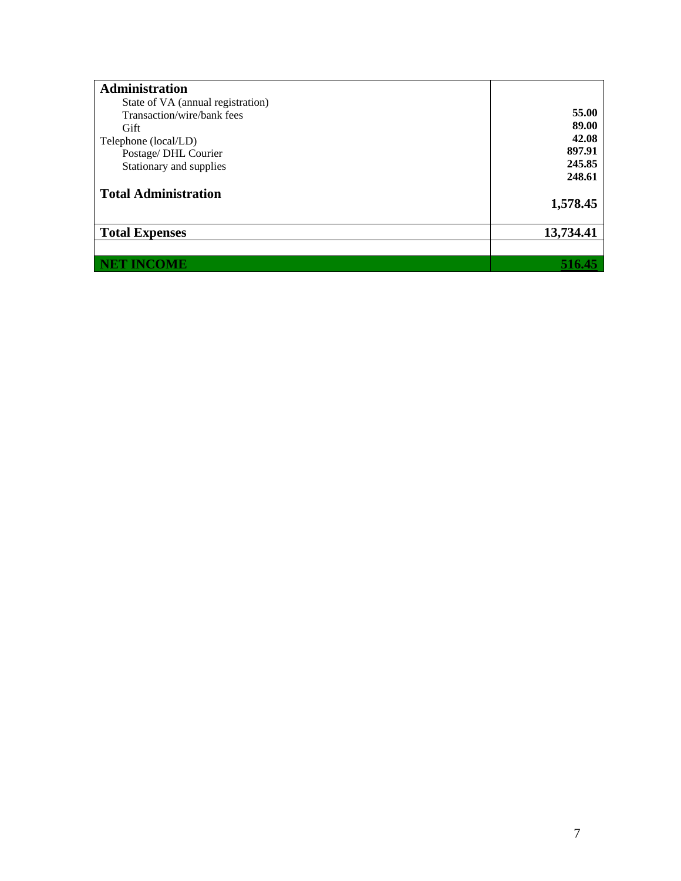| Administration | |
|---|---|
| State of VA (annual registration) | **55.00** |
| Transaction/wire/bank fees | **89.00** |
| Gift | **42.08** |
| Telephone (local/LD) | **897.91** |
| Postage/ DHL Courier | **245.85** |
| Stationary and supplies | **248.61** |
| **Total Administration** | **1,578.45** |
| **Total Expenses** | **13,734.41** |
| | |
| **NET INCOME** | **516.45** |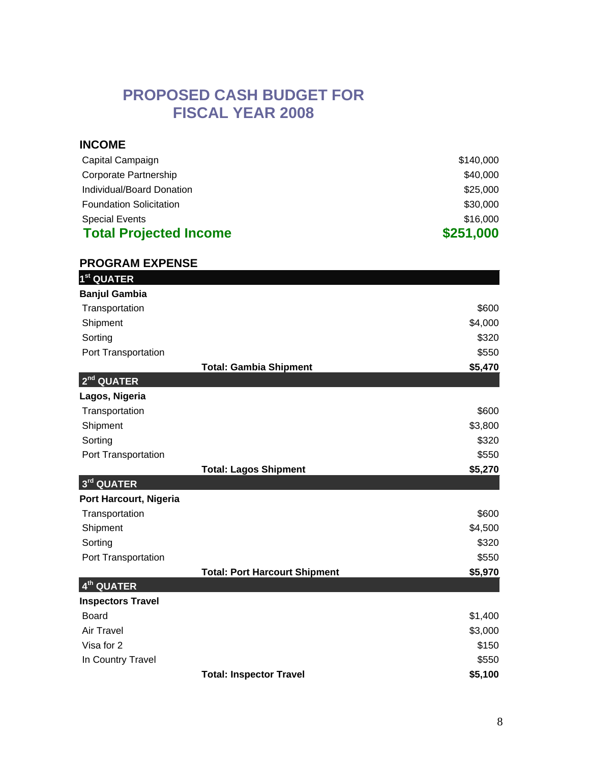# PROPOSED CASH BUDGET FOR FISCAL YEAR 2008

## INCOME

| | |
|---|---:|
| Capital Campaign | $140,000 |
| Corporate Partnership | $40,000 |
| Individual/Board Donation | $25,000 |
| Foundation Solicitation | $30,000 |
| Special Events | $16,000 |
| **Total Projected Income** | **$251,000** |

## PROGRAM EXPENSE

| | | |
|---|---|---:|
| **1st QUATER** | | |
| **Banjul Gambia** | | |
| Transportation | | $600 |
| Shipment | | $4,000 |
| Sorting | | $320 |
| Port Transportation | | $550 |
| | **Total: Gambia Shipment** | **$5,470** |
| **2nd QUATER** | | |
| **Lagos, Nigeria** | | |
| Transportation | | $600 |
| Shipment | | $3,800 |
| Sorting | | $320 |
| Port Transportation | | $550 |
| | **Total: Lagos Shipment** | **$5,270** |
| **3rd QUATER** | | |
| **Port Harcourt, Nigeria** | | |
| Transportation | | $600 |
| Shipment | | $4,500 |
| Sorting | | $320 |
| Port Transportation | | $550 |
| | **Total: Port Harcourt Shipment** | **$5,970** |
| **4th QUATER** | | |
| **Inspectors Travel** | | |
| Board | | $1,400 |
| Air Travel | | $3,000 |
| Visa for 2 | | $150 |
| In Country Travel | | $550 |
| | **Total: Inspector Travel** | **$5,100** |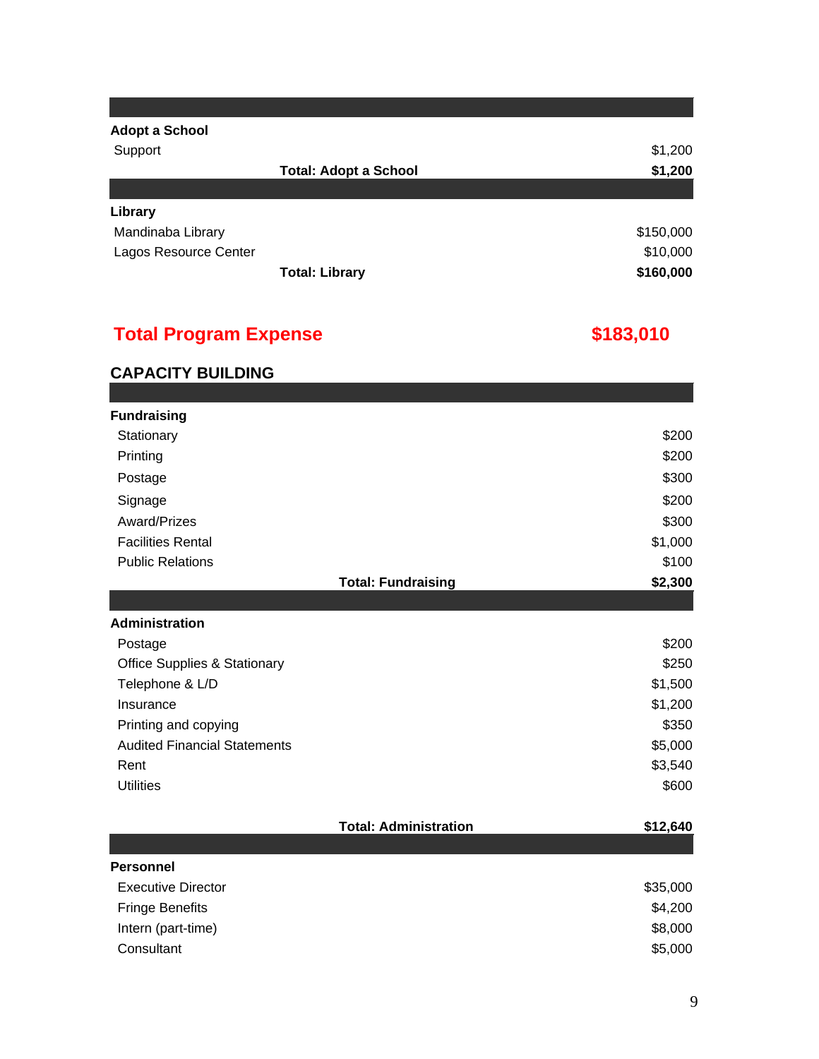| | |
|---|---|
| **Adopt a School** | |
| Support | $1,200 |
| **Total: Adopt a School** | **$1,200** |

| | |
|---|---|
| **Library** | |
| Mandinaba Library | $150,000 |
| Lagos Resource Center | $10,000 |
| **Total: Library** | **$160,000** |

## Total Program Expense $183,010

## CAPACITY BUILDING

| | |
|---|---|
| **Fundraising** | |
| Stationary | $200 |
| Printing | $200 |
| Postage | $300 |
| Signage | $200 |
| Award/Prizes | $300 |
| Facilities Rental | $1,000 |
| Public Relations | $100 |
| **Total: Fundraising** | **$2,300** |

| | |
|---|---|
| **Administration** | |
| Postage | $200 |
| Office Supplies & Stationary | $250 |
| Telephone & L/D | $1,500 |
| Insurance | $1,200 |
| Printing and copying | $350 |
| Audited Financial Statements | $5,000 |
| Rent | $3,540 |
| Utilities | $600 |
| **Total: Administration** | **$12,640** |

| | |
|---|---|
| **Personnel** | |
| Executive Director | $35,000 |
| Fringe Benefits | $4,200 |
| Intern (part-time) | $8,000 |
| Consultant | $5,000 |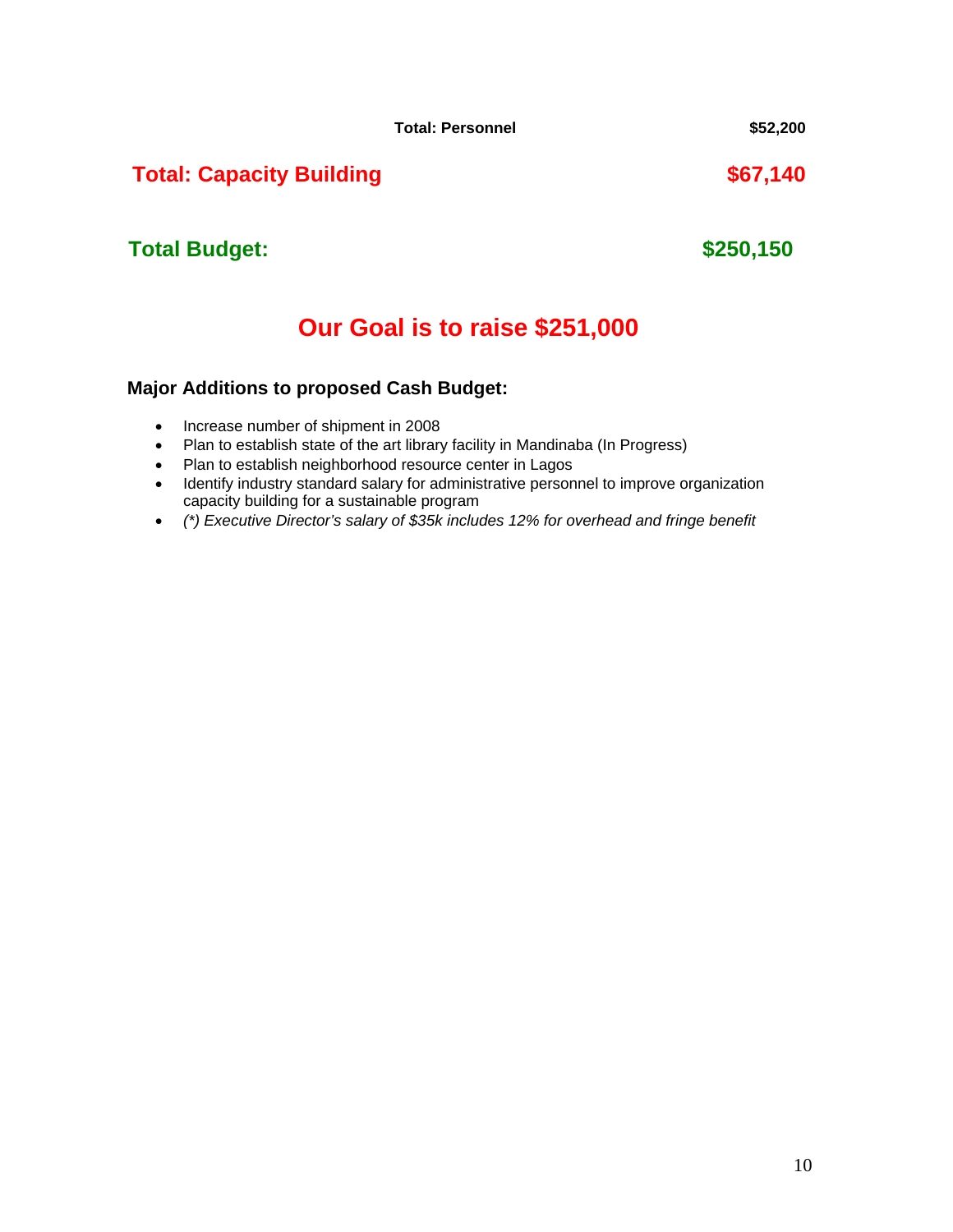| | |
|---|---|
| **Total: Personnel** | **$52,200** |
| **Total: Capacity Building** | **$67,140** |
| **Total Budget:** | **$250,150** |

## Our Goal is to raise $251,000

**Major Additions to proposed Cash Budget:**

- Increase number of shipment in 2008
- Plan to establish state of the art library facility in Mandinaba (In Progress)
- Plan to establish neighborhood resource center in Lagos
- Identify industry standard salary for administrative personnel to improve organization capacity building for a sustainable program
- *(\*) Executive Director's salary of $35k includes 12% for overhead and fringe benefit*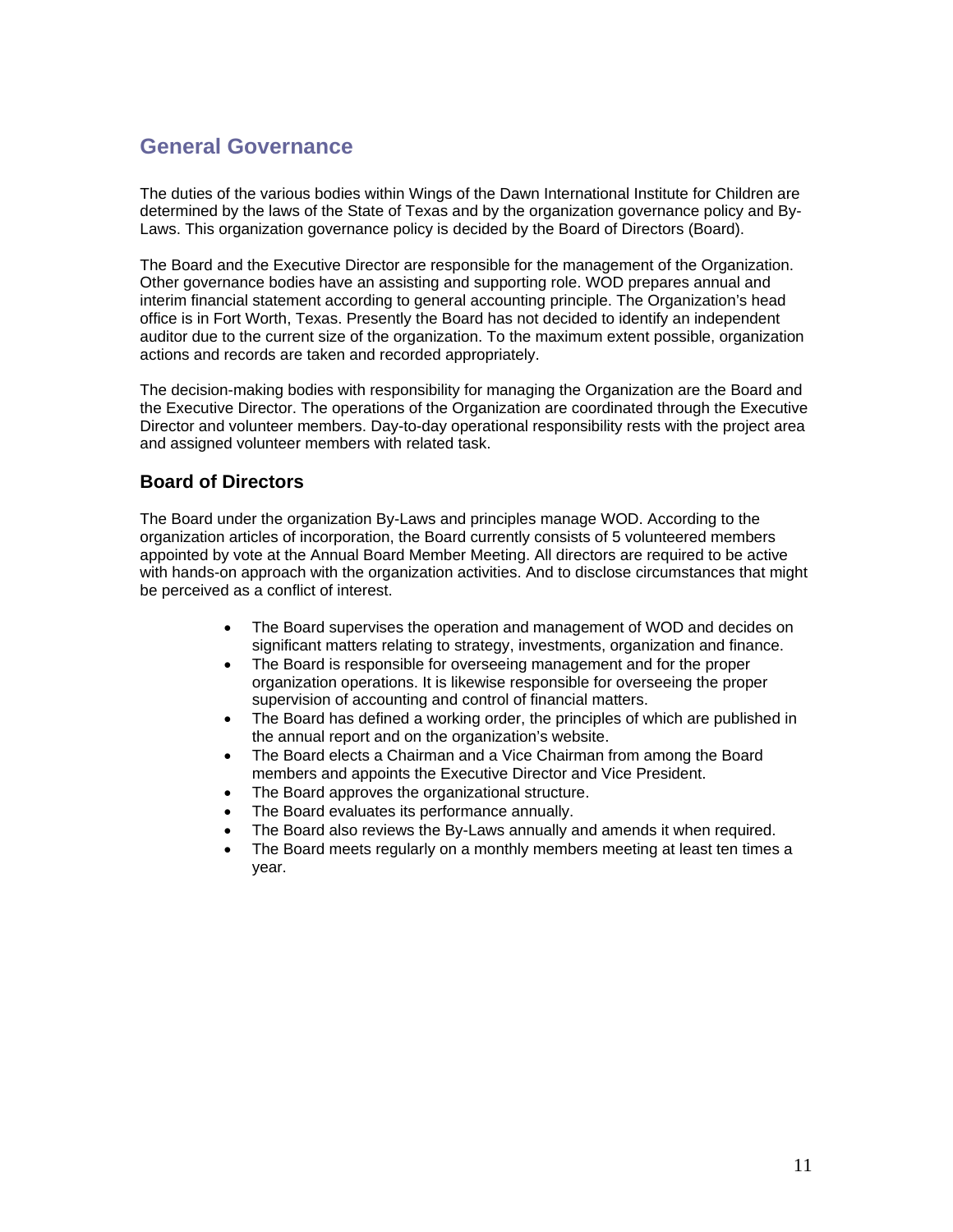## General Governance

The duties of the various bodies within Wings of the Dawn International Institute for Children are determined by the laws of the State of Texas and by the organization governance policy and By-Laws. This organization governance policy is decided by the Board of Directors (Board).

The Board and the Executive Director are responsible for the management of the Organization. Other governance bodies have an assisting and supporting role. WOD prepares annual and interim financial statement according to general accounting principle. The Organization's head office is in Fort Worth, Texas. Presently the Board has not decided to identify an independent auditor due to the current size of the organization. To the maximum extent possible, organization actions and records are taken and recorded appropriately.

The decision-making bodies with responsibility for managing the Organization are the Board and the Executive Director. The operations of the Organization are coordinated through the Executive Director and volunteer members. Day-to-day operational responsibility rests with the project area and assigned volunteer members with related task.

### Board of Directors

The Board under the organization By-Laws and principles manage WOD. According to the organization articles of incorporation, the Board currently consists of 5 volunteered members appointed by vote at the Annual Board Member Meeting. All directors are required to be active with hands-on approach with the organization activities. And to disclose circumstances that might be perceived as a conflict of interest.

- The Board supervises the operation and management of WOD and decides on significant matters relating to strategy, investments, organization and finance.
- The Board is responsible for overseeing management and for the proper organization operations. It is likewise responsible for overseeing the proper supervision of accounting and control of financial matters.
- The Board has defined a working order, the principles of which are published in the annual report and on the organization's website.
- The Board elects a Chairman and a Vice Chairman from among the Board members and appoints the Executive Director and Vice President.
- The Board approves the organizational structure.
- The Board evaluates its performance annually.
- The Board also reviews the By-Laws annually and amends it when required.
- The Board meets regularly on a monthly members meeting at least ten times a year.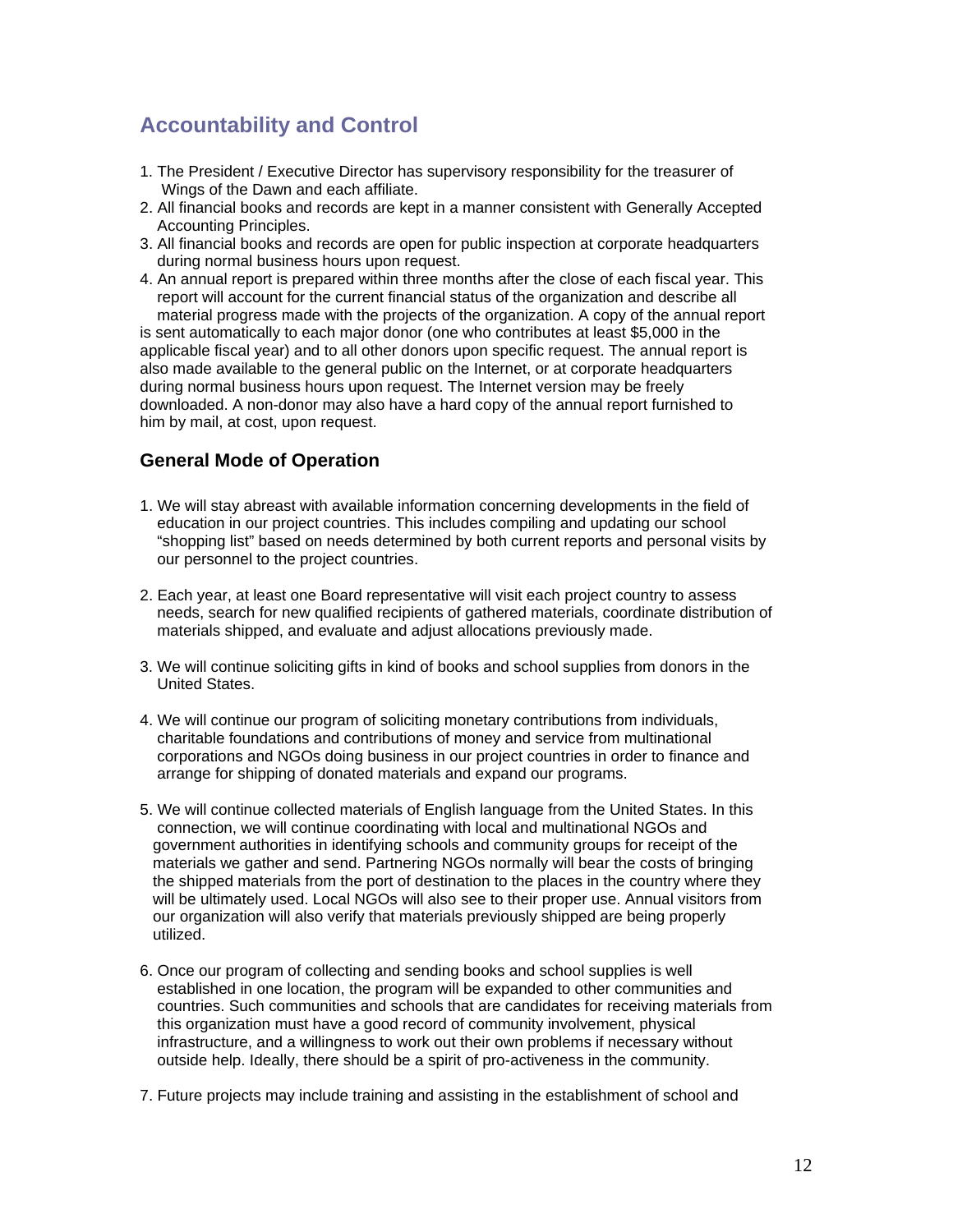## Accountability and Control

1. The President / Executive Director has supervisory responsibility for the treasurer of Wings of the Dawn and each affiliate.
2. All financial books and records are kept in a manner consistent with Generally Accepted Accounting Principles.
3. All financial books and records are open for public inspection at corporate headquarters during normal business hours upon request.
4. An annual report is prepared within three months after the close of each fiscal year. This report will account for the current financial status of the organization and describe all material progress made with the projects of the organization. A copy of the annual report is sent automatically to each major donor (one who contributes at least $5,000 in the applicable fiscal year) and to all other donors upon specific request. The annual report is also made available to the general public on the Internet, or at corporate headquarters during normal business hours upon request. The Internet version may be freely downloaded. A non-donor may also have a hard copy of the annual report furnished to him by mail, at cost, upon request.

### General Mode of Operation

1. We will stay abreast with available information concerning developments in the field of education in our project countries. This includes compiling and updating our school "shopping list" based on needs determined by both current reports and personal visits by our personnel to the project countries.

2. Each year, at least one Board representative will visit each project country to assess needs, search for new qualified recipients of gathered materials, coordinate distribution of materials shipped, and evaluate and adjust allocations previously made.

3. We will continue soliciting gifts in kind of books and school supplies from donors in the United States.

4. We will continue our program of soliciting monetary contributions from individuals, charitable foundations and contributions of money and service from multinational corporations and NGOs doing business in our project countries in order to finance and arrange for shipping of donated materials and expand our programs.

5. We will continue collected materials of English language from the United States. In this connection, we will continue coordinating with local and multinational NGOs and government authorities in identifying schools and community groups for receipt of the materials we gather and send. Partnering NGOs normally will bear the costs of bringing the shipped materials from the port of destination to the places in the country where they will be ultimately used. Local NGOs will also see to their proper use. Annual visitors from our organization will also verify that materials previously shipped are being properly utilized.

6. Once our program of collecting and sending books and school supplies is well established in one location, the program will be expanded to other communities and countries. Such communities and schools that are candidates for receiving materials from this organization must have a good record of community involvement, physical infrastructure, and a willingness to work out their own problems if necessary without outside help. Ideally, there should be a spirit of pro-activeness in the community.

7. Future projects may include training and assisting in the establishment of school and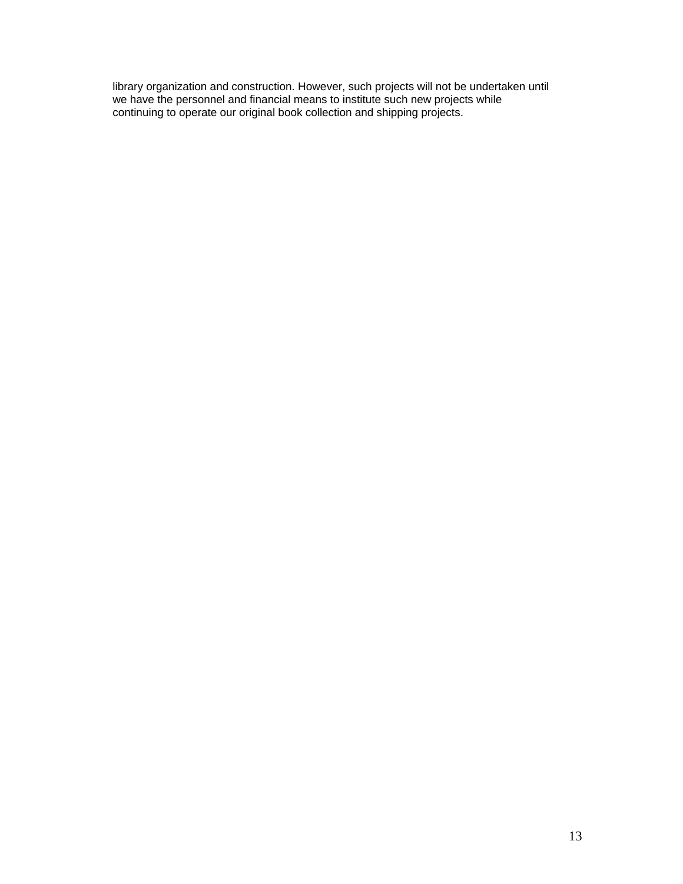library organization and construction. However, such projects will not be undertaken until we have the personnel and financial means to institute such new projects while continuing to operate our original book collection and shipping projects.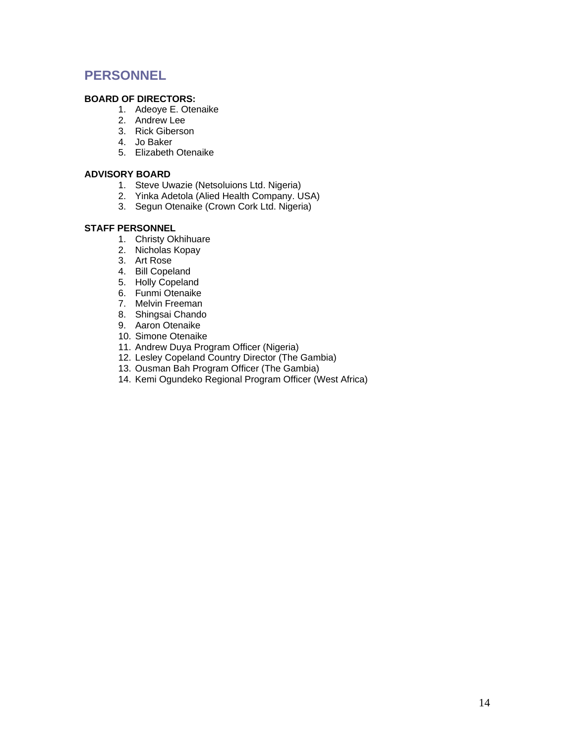## PERSONNEL

**BOARD OF DIRECTORS:**

1. Adeoye E. Otenaike
2. Andrew Lee
3. Rick Giberson
4. Jo Baker
5. Elizabeth Otenaike

**ADVISORY BOARD**

1. Steve Uwazie (Netsoluions Ltd. Nigeria)
2. Yinka Adetola (Alied Health Company. USA)
3. Segun Otenaike (Crown Cork Ltd. Nigeria)

**STAFF PERSONNEL**

1. Christy Okhihuare
2. Nicholas Kopay
3. Art Rose
4. Bill Copeland
5. Holly Copeland
6. Funmi Otenaike
7. Melvin Freeman
8. Shingsai Chando
9. Aaron Otenaike
10. Simone Otenaike
11. Andrew Duya Program Officer (Nigeria)
12. Lesley Copeland Country Director (The Gambia)
13. Ousman Bah Program Officer (The Gambia)
14. Kemi Ogundeko Regional Program Officer (West Africa)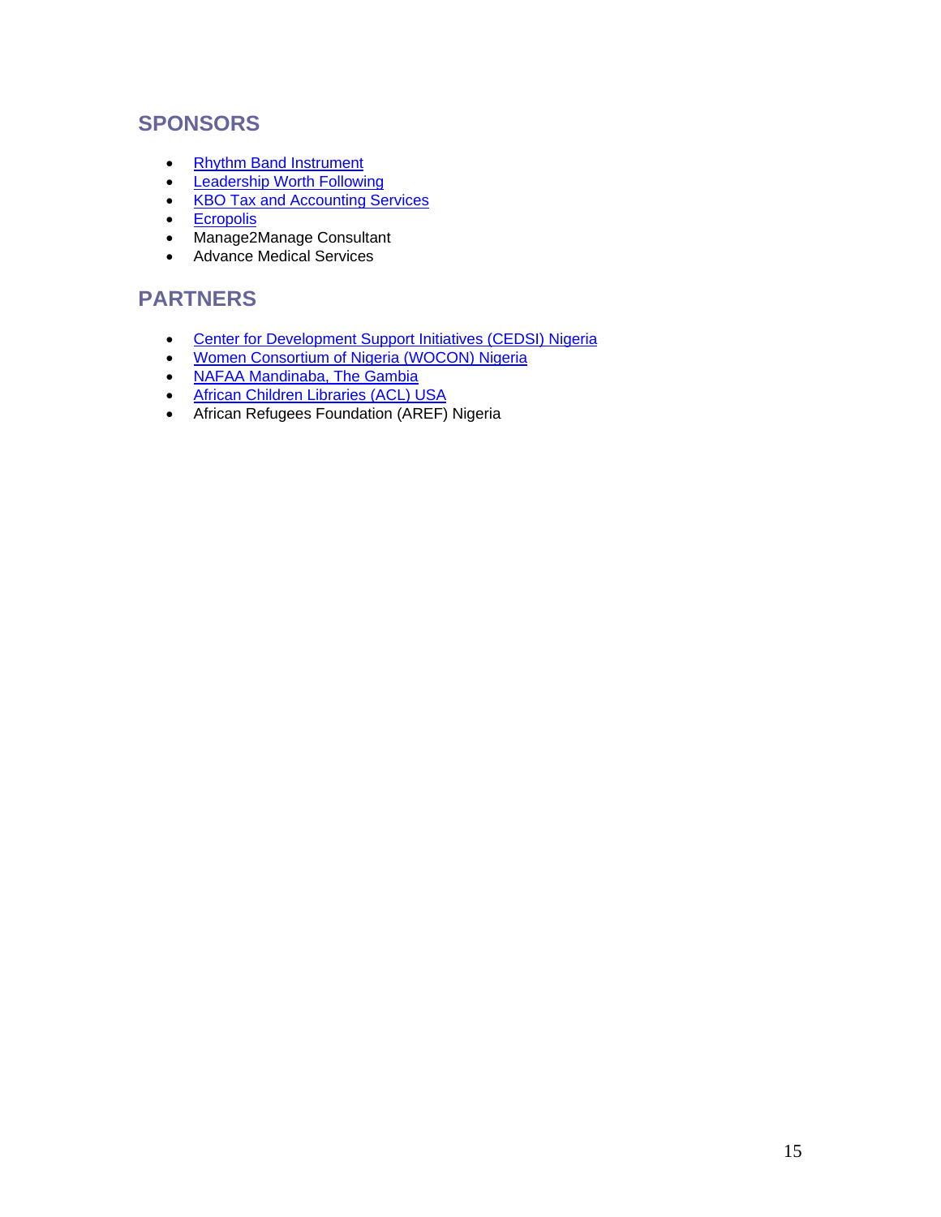## SPONSORS

- Rhythm Band Instrument
- Leadership Worth Following
- KBO Tax and Accounting Services
- Ecropolis
- Manage2Manage Consultant
- Advance Medical Services

## PARTNERS

- Center for Development Support Initiatives (CEDSI) Nigeria
- Women Consortium of Nigeria (WOCON) Nigeria
- NAFAA Mandinaba, The Gambia
- African Children Libraries (ACL) USA
- African Refugees Foundation (AREF) Nigeria